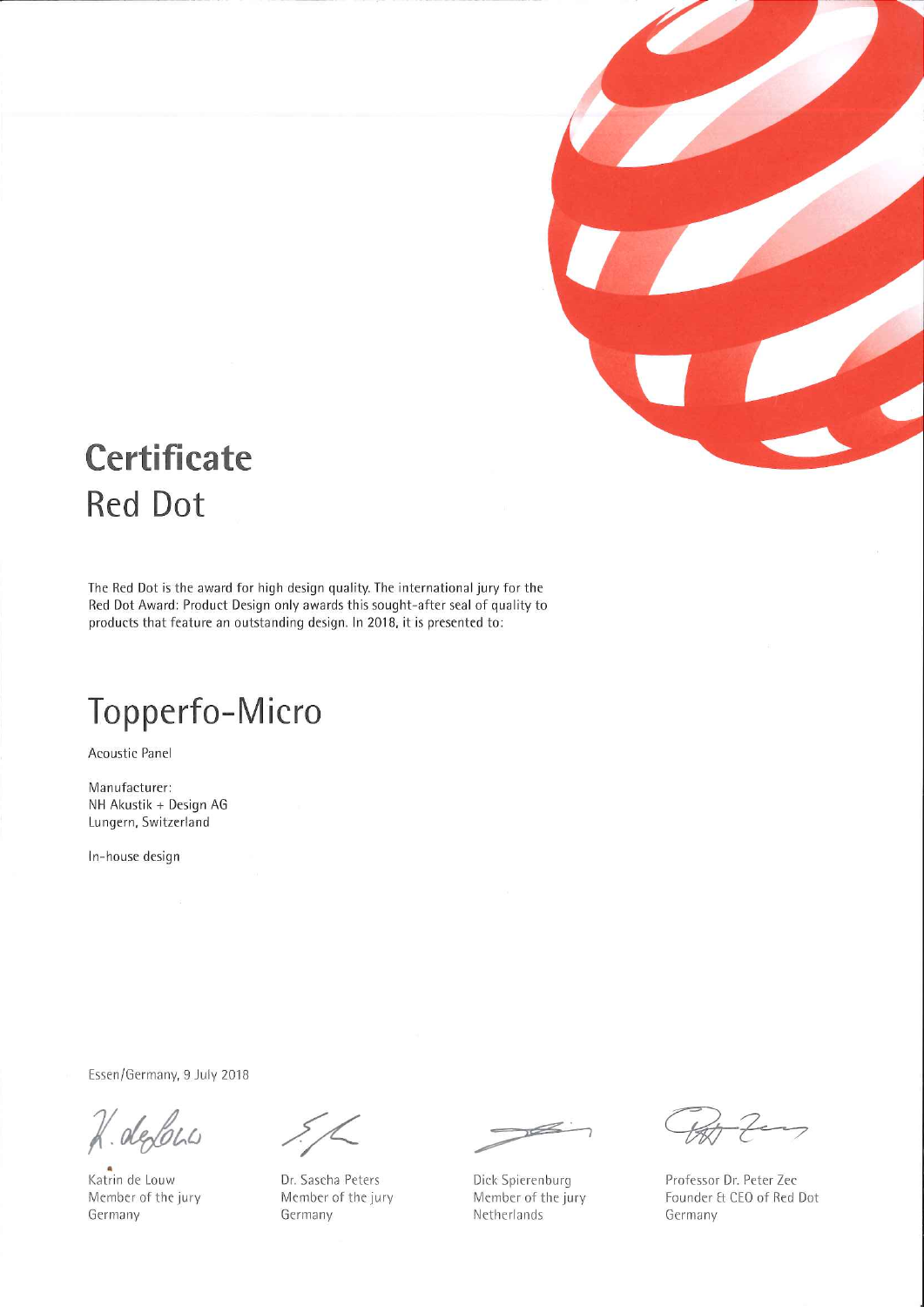# Certificate
## Red Dot

The Red Dot is the award for high design quality. The international jury for the Red Dot Award: Product Design only awards this sought-after seal of quality to products that feature an outstanding design. In 2018, it is presented to:

# Topperfo-Micro

Acoustic Panel

Manufacturer:
NH Akustik + Design AG
Lungern, Switzerland

In-house design

Essen/Germany, 9 July 2018

| Katrin de Louw<br>Member of the jury<br>Germany | Dr. Sascha Peters<br>Member of the jury<br>Germany | Dick Spierenburg<br>Member of the jury<br>Netherlands | Professor Dr. Peter Zec<br>Founder & CEO of Red Dot<br>Germany |
|---|---|---|---|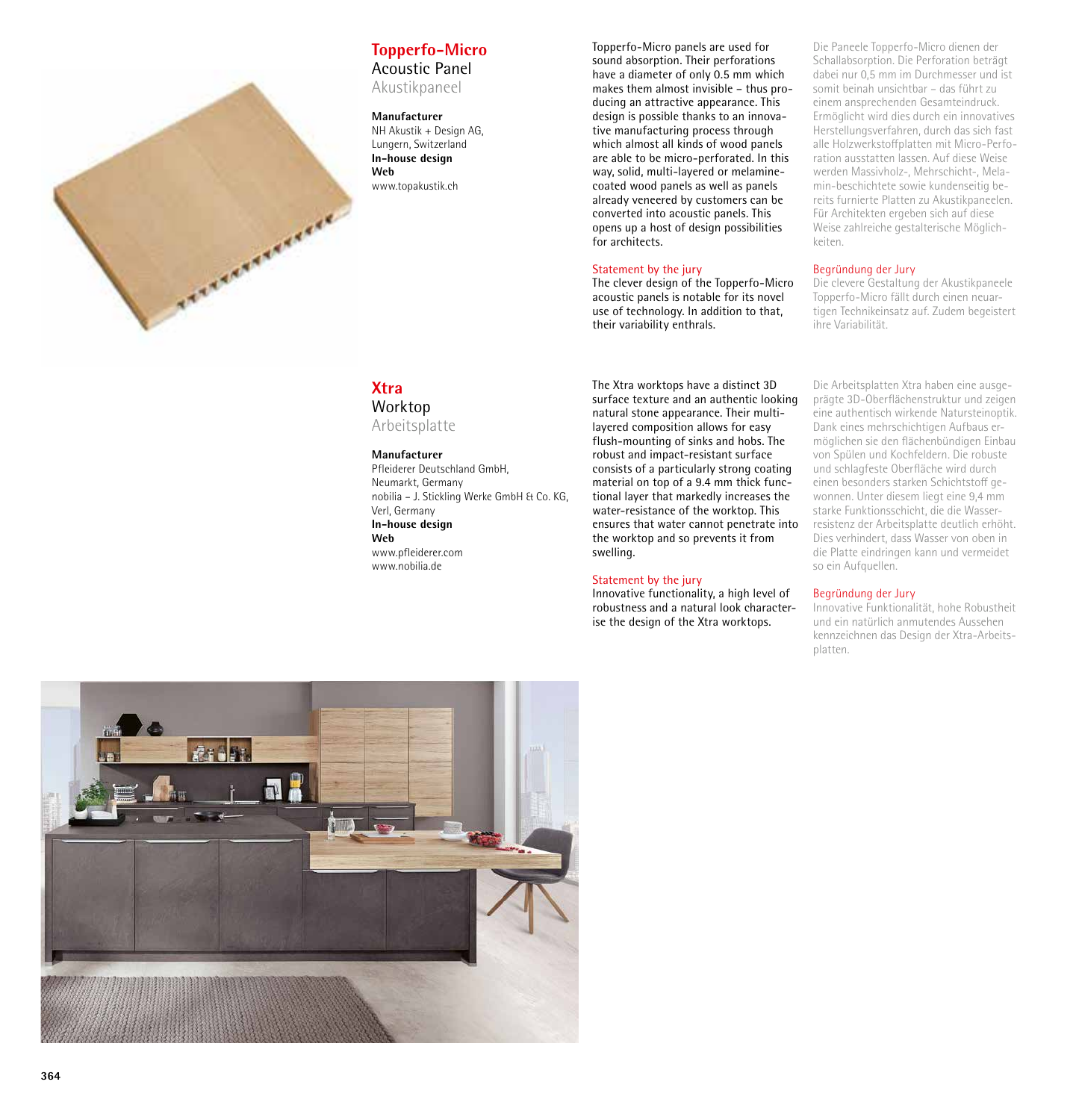## Topperfo-Micro

### Acoustic Panel

### Akustikpaneel

**Manufacturer**
NH Akustik + Design AG,
Lungern, Switzerland
**In-house design**
**Web**
www.topakustik.ch

Topperfo-Micro panels are used for sound absorption. Their perforations have a diameter of only 0.5 mm which makes them almost invisible – thus producing an attractive appearance. This design is possible thanks to an innovative manufacturing process through which almost all kinds of wood panels are able to be micro-perforated. In this way, solid, multi-layered or melamine-coated wood panels as well as panels already veneered by customers can be converted into acoustic panels. This opens up a host of design possibilities for architects.

**Statement by the jury**
The clever design of the Topperfo-Micro acoustic panels is notable for its novel use of technology. In addition to that, their variability enthrals.

Die Paneele Topperfo-Micro dienen der Schallabsorption. Die Perforation beträgt dabei nur 0,5 mm im Durchmesser und ist somit beinah unsichtbar – das führt zu einem ansprechenden Gesamteindruck. Ermöglicht wird dies durch ein innovatives Herstellungsverfahren, durch das sich fast alle Holzwerkstoffplatten mit Micro-Perforation ausstatten lassen. Auf diese Weise werden Massivholz-, Mehrschicht-, Melamin-beschichtete sowie kundenseitig bereits furnierte Platten zu Akustikpaneelen. Für Architekten ergeben sich auf diese Weise zahlreiche gestalterische Möglichkeiten.

**Begründung der Jury**
Die clevere Gestaltung der Akustikpaneele Topperfo-Micro fällt durch einen neuartigen Technikeinsatz auf. Zudem begeistert ihre Variabilität.

## Xtra

### Worktop

### Arbeitsplatte

**Manufacturer**
Pfleiderer Deutschland GmbH,
Neumarkt, Germany
nobilia – J. Stickling Werke GmbH & Co. KG,
Verl, Germany
**In-house design**
**Web**
www.pfleiderer.com
www.nobilia.de

The Xtra worktops have a distinct 3D surface texture and an authentic looking natural stone appearance. Their multi-layered composition allows for easy flush-mounting of sinks and hobs. The robust and impact-resistant surface consists of a particularly strong coating material on top of a 9.4 mm thick functional layer that markedly increases the water-resistance of the worktop. This ensures that water cannot penetrate into the worktop and so prevents it from swelling.

**Statement by the jury**
Innovative functionality, a high level of robustness and a natural look characterise the design of the Xtra worktops.

Die Arbeitsplatten Xtra haben eine ausgeprägte 3D-Oberflächenstruktur und zeigen eine authentisch wirkende Natursteinoptik. Dank eines mehrschichtigen Aufbaus ermöglichen sie den flächenbündigen Einbau von Spülen und Kochfeldern. Die robuste und schlagfeste Oberfläche wird durch einen besonders starken Schichtstoff gewonnen. Unter diesem liegt eine 9,4 mm starke Funktionsschicht, die die Wasserresistenz der Arbeitsplatte deutlich erhöht. Dies verhindert, dass Wasser von oben in die Platte eindringen kann und vermeidet so ein Aufquellen.

**Begründung der Jury**
Innovative Funktionalität, hohe Robustheit und ein natürlich anmutendes Aussehen kennzeichnen das Design der Xtra-Arbeitsplatten.